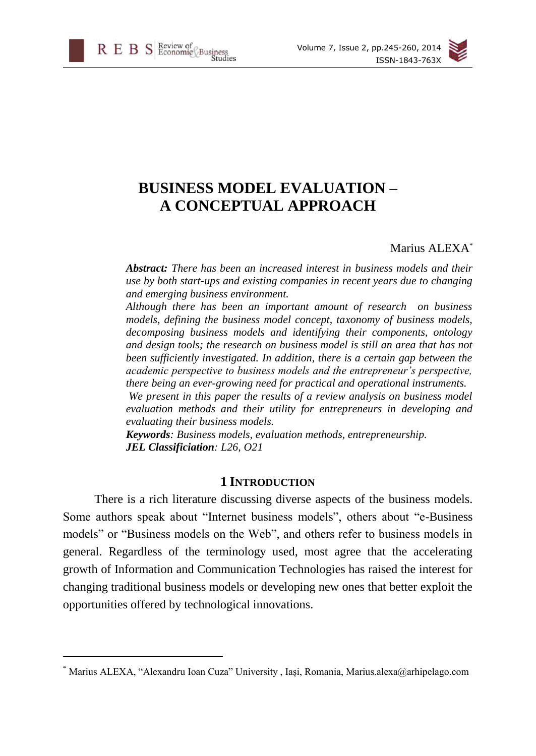# BUSINESS MODEL EVALUATION – A CONCEPTUAL APPROACH

Marius ALEXA[*]

***Abstract:*** *There has been an increased interest in business models and their use by both start-ups and existing companies in recent years due to changing and emerging business environment.*

*Although there has been an important amount of research on business models, defining the business model concept, taxonomy of business models, decomposing business models and identifying their components, ontology and design tools; the research on business model is still an area that has not been sufficiently investigated. In addition, there is a certain gap between the academic perspective to business models and the entrepreneur's perspective, there being an ever-growing need for practical and operational instruments.*

*We present in this paper the results of a review analysis on business model evaluation methods and their utility for entrepreneurs in developing and evaluating their business models.*

***Keywords****: Business models, evaluation methods, entrepreneurship.*

***JEL Classificiation****: L26, O21*

## 1 Introduction

There is a rich literature discussing diverse aspects of the business models. Some authors speak about "Internet business models", others about "e-Business models" or "Business models on the Web", and others refer to business models in general. Regardless of the terminology used, most agree that the accelerating growth of Information and Communication Technologies has raised the interest for changing traditional business models or developing new ones that better exploit the opportunities offered by technological innovations.

---

[*] Marius ALEXA, "Alexandru Ioan Cuza" University , Iași, Romania, Marius.alexa@arhipelago.com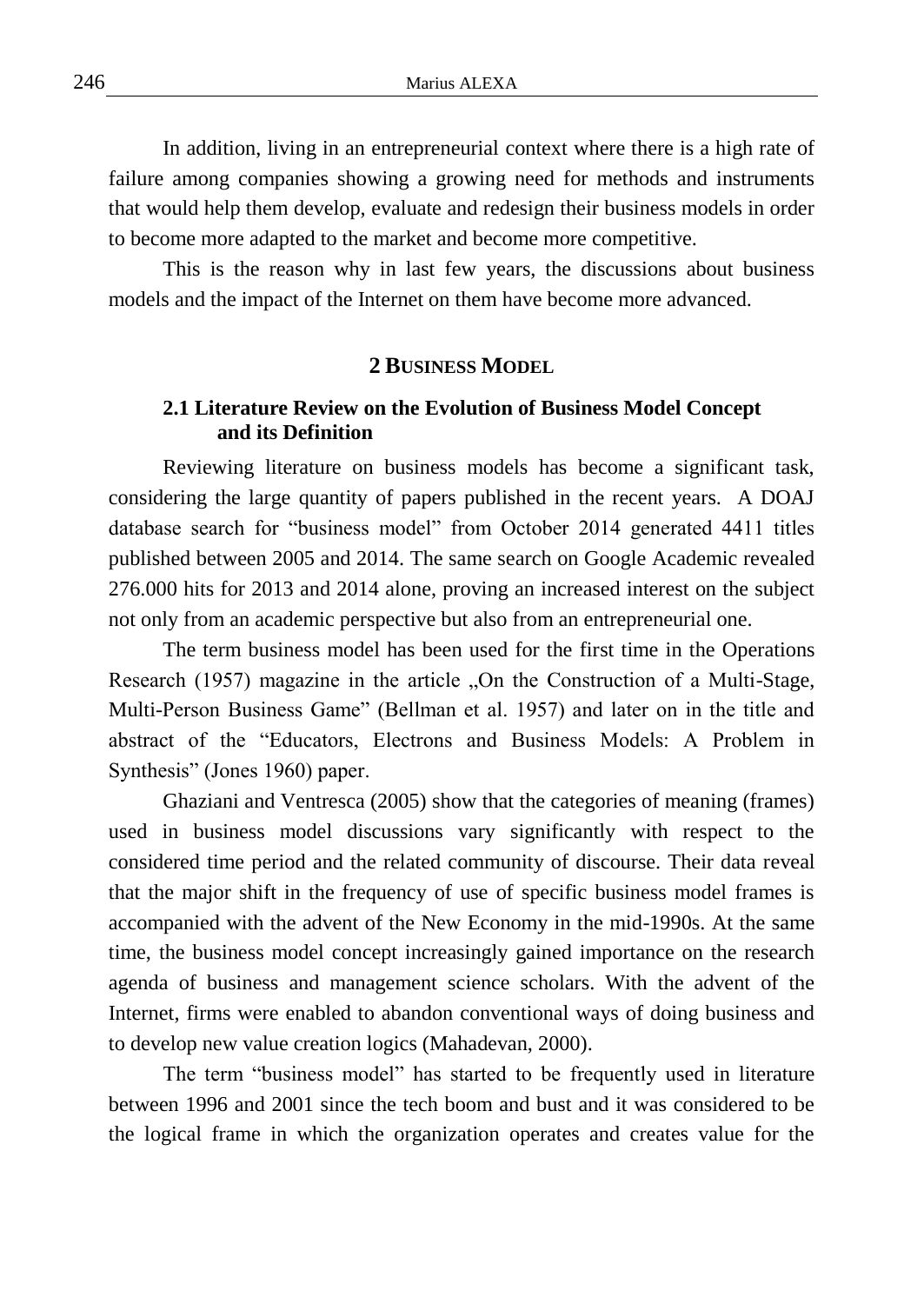In addition, living in an entrepreneurial context where there is a high rate of failure among companies showing a growing need for methods and instruments that would help them develop, evaluate and redesign their business models in order to become more adapted to the market and become more competitive.

This is the reason why in last few years, the discussions about business models and the impact of the Internet on them have become more advanced.

## 2 Business Model

### 2.1 Literature Review on the Evolution of Business Model Concept and its Definition

Reviewing literature on business models has become a significant task, considering the large quantity of papers published in the recent years. A DOAJ database search for "business model" from October 2014 generated 4411 titles published between 2005 and 2014. The same search on Google Academic revealed 276.000 hits for 2013 and 2014 alone, proving an increased interest on the subject not only from an academic perspective but also from an entrepreneurial one.

The term business model has been used for the first time in the Operations Research (1957) magazine in the article „On the Construction of a Multi-Stage, Multi-Person Business Game" (Bellman et al. 1957) and later on in the title and abstract of the "Educators, Electrons and Business Models: A Problem in Synthesis" (Jones 1960) paper.

Ghaziani and Ventresca (2005) show that the categories of meaning (frames) used in business model discussions vary significantly with respect to the considered time period and the related community of discourse. Their data reveal that the major shift in the frequency of use of specific business model frames is accompanied with the advent of the New Economy in the mid-1990s. At the same time, the business model concept increasingly gained importance on the research agenda of business and management science scholars. With the advent of the Internet, firms were enabled to abandon conventional ways of doing business and to develop new value creation logics (Mahadevan, 2000).

The term "business model" has started to be frequently used in literature between 1996 and 2001 since the tech boom and bust and it was considered to be the logical frame in which the organization operates and creates value for the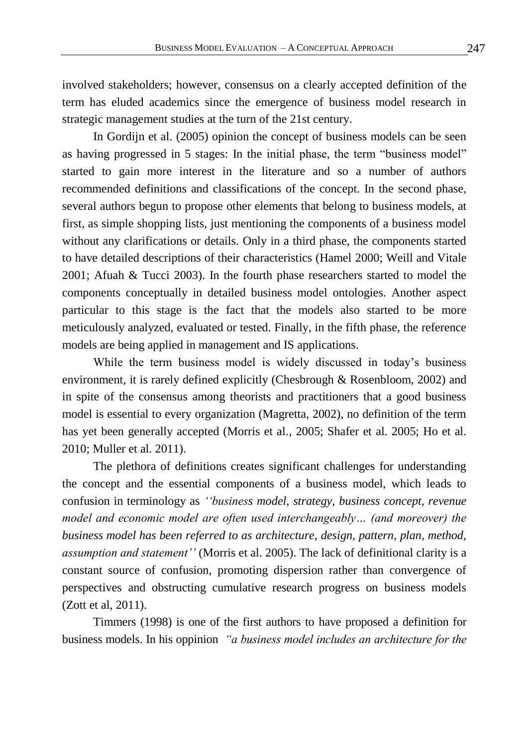involved stakeholders; however, consensus on a clearly accepted definition of the term has eluded academics since the emergence of business model research in strategic management studies at the turn of the 21st century.

In Gordijn et al. (2005) opinion the concept of business models can be seen as having progressed in 5 stages: In the initial phase, the term "business model" started to gain more interest in the literature and so a number of authors recommended definitions and classifications of the concept. In the second phase, several authors begun to propose other elements that belong to business models, at first, as simple shopping lists, just mentioning the components of a business model without any clarifications or details. Only in a third phase, the components started to have detailed descriptions of their characteristics (Hamel 2000; Weill and Vitale 2001; Afuah & Tucci 2003). In the fourth phase researchers started to model the components conceptually in detailed business model ontologies. Another aspect particular to this stage is the fact that the models also started to be more meticulously analyzed, evaluated or tested. Finally, in the fifth phase, the reference models are being applied in management and IS applications.

While the term business model is widely discussed in today's business environment, it is rarely defined explicitly (Chesbrough & Rosenbloom, 2002) and in spite of the consensus among theorists and practitioners that a good business model is essential to every organization (Magretta, 2002), no definition of the term has yet been generally accepted (Morris et al., 2005; Shafer et al. 2005; Ho et al. 2010; Muller et al. 2011).

The plethora of definitions creates significant challenges for understanding the concept and the essential components of a business model, which leads to confusion in terminology as *''business model, strategy, business concept, revenue model and economic model are often used interchangeably… (and moreover) the business model has been referred to as architecture, design, pattern, plan, method, assumption and statement''* (Morris et al. 2005). The lack of definitional clarity is a constant source of confusion, promoting dispersion rather than convergence of perspectives and obstructing cumulative research progress on business models (Zott et al, 2011).

Timmers (1998) is one of the first authors to have proposed a definition for business models. In his oppinion *"a business model includes an architecture for the*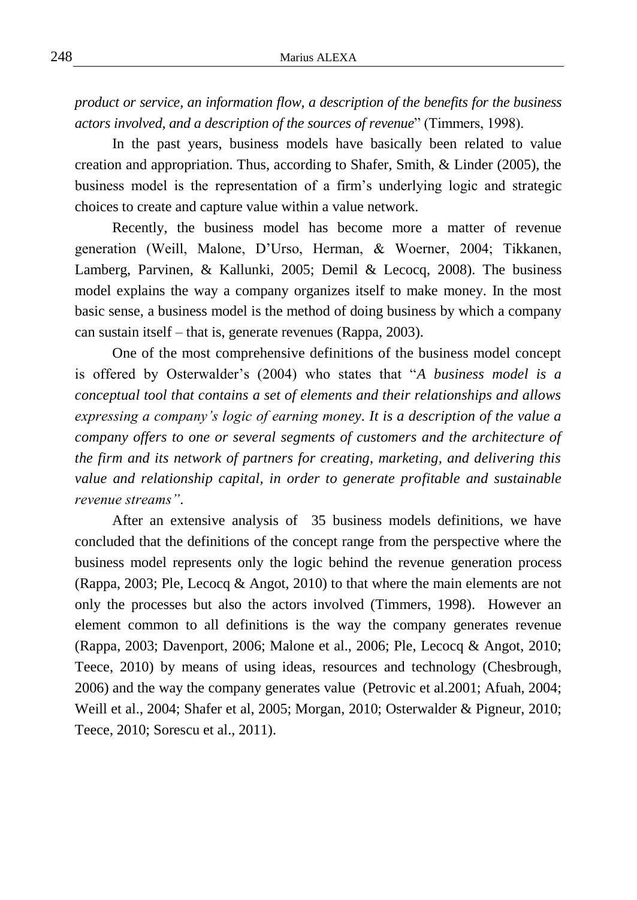*product or service, an information flow, a description of the benefits for the business actors involved, and a description of the sources of revenue*" (Timmers, 1998).

In the past years, business models have basically been related to value creation and appropriation. Thus, according to Shafer, Smith, & Linder (2005), the business model is the representation of a firm's underlying logic and strategic choices to create and capture value within a value network.

Recently, the business model has become more a matter of revenue generation (Weill, Malone, D'Urso, Herman, & Woerner, 2004; Tikkanen, Lamberg, Parvinen, & Kallunki, 2005; Demil & Lecocq, 2008). The business model explains the way a company organizes itself to make money. In the most basic sense, a business model is the method of doing business by which a company can sustain itself – that is, generate revenues (Rappa, 2003).

One of the most comprehensive definitions of the business model concept is offered by Osterwalder's (2004) who states that "*A business model is a conceptual tool that contains a set of elements and their relationships and allows expressing a company's logic of earning money. It is a description of the value a company offers to one or several segments of customers and the architecture of the firm and its network of partners for creating, marketing, and delivering this value and relationship capital, in order to generate profitable and sustainable revenue streams"*.

After an extensive analysis of 35 business models definitions, we have concluded that the definitions of the concept range from the perspective where the business model represents only the logic behind the revenue generation process (Rappa, 2003; Ple, Lecocq & Angot, 2010) to that where the main elements are not only the processes but also the actors involved (Timmers, 1998). However an element common to all definitions is the way the company generates revenue (Rappa, 2003; Davenport, 2006; Malone et al., 2006; Ple, Lecocq & Angot, 2010; Teece, 2010) by means of using ideas, resources and technology (Chesbrough, 2006) and the way the company generates value (Petrovic et al.2001; Afuah, 2004; Weill et al., 2004; Shafer et al, 2005; Morgan, 2010; Osterwalder & Pigneur, 2010; Teece, 2010; Sorescu et al., 2011).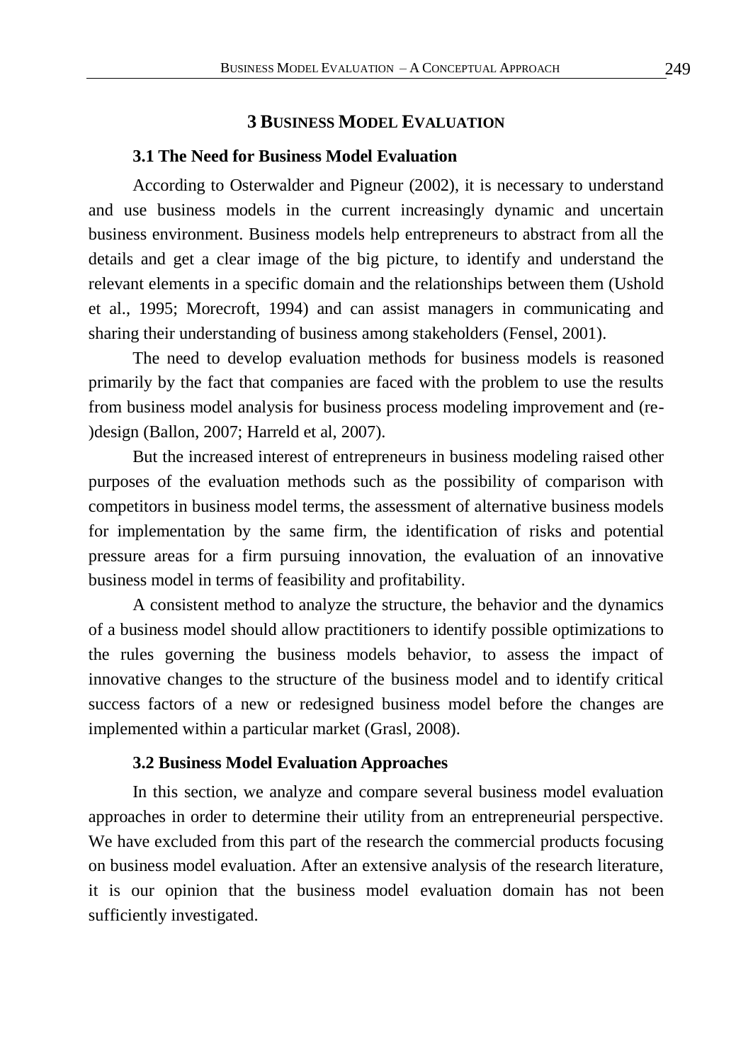## 3 Business Model Evaluation

### 3.1 The Need for Business Model Evaluation

According to Osterwalder and Pigneur (2002), it is necessary to understand and use business models in the current increasingly dynamic and uncertain business environment. Business models help entrepreneurs to abstract from all the details and get a clear image of the big picture, to identify and understand the relevant elements in a specific domain and the relationships between them (Ushold et al., 1995; Morecroft, 1994) and can assist managers in communicating and sharing their understanding of business among stakeholders (Fensel, 2001).

The need to develop evaluation methods for business models is reasoned primarily by the fact that companies are faced with the problem to use the results from business model analysis for business process modeling improvement and (re-)design (Ballon, 2007; Harreld et al, 2007).

But the increased interest of entrepreneurs in business modeling raised other purposes of the evaluation methods such as the possibility of comparison with competitors in business model terms, the assessment of alternative business models for implementation by the same firm, the identification of risks and potential pressure areas for a firm pursuing innovation, the evaluation of an innovative business model in terms of feasibility and profitability.

A consistent method to analyze the structure, the behavior and the dynamics of a business model should allow practitioners to identify possible optimizations to the rules governing the business models behavior, to assess the impact of innovative changes to the structure of the business model and to identify critical success factors of a new or redesigned business model before the changes are implemented within a particular market (Grasl, 2008).

### 3.2 Business Model Evaluation Approaches

In this section, we analyze and compare several business model evaluation approaches in order to determine their utility from an entrepreneurial perspective. We have excluded from this part of the research the commercial products focusing on business model evaluation. After an extensive analysis of the research literature, it is our opinion that the business model evaluation domain has not been sufficiently investigated.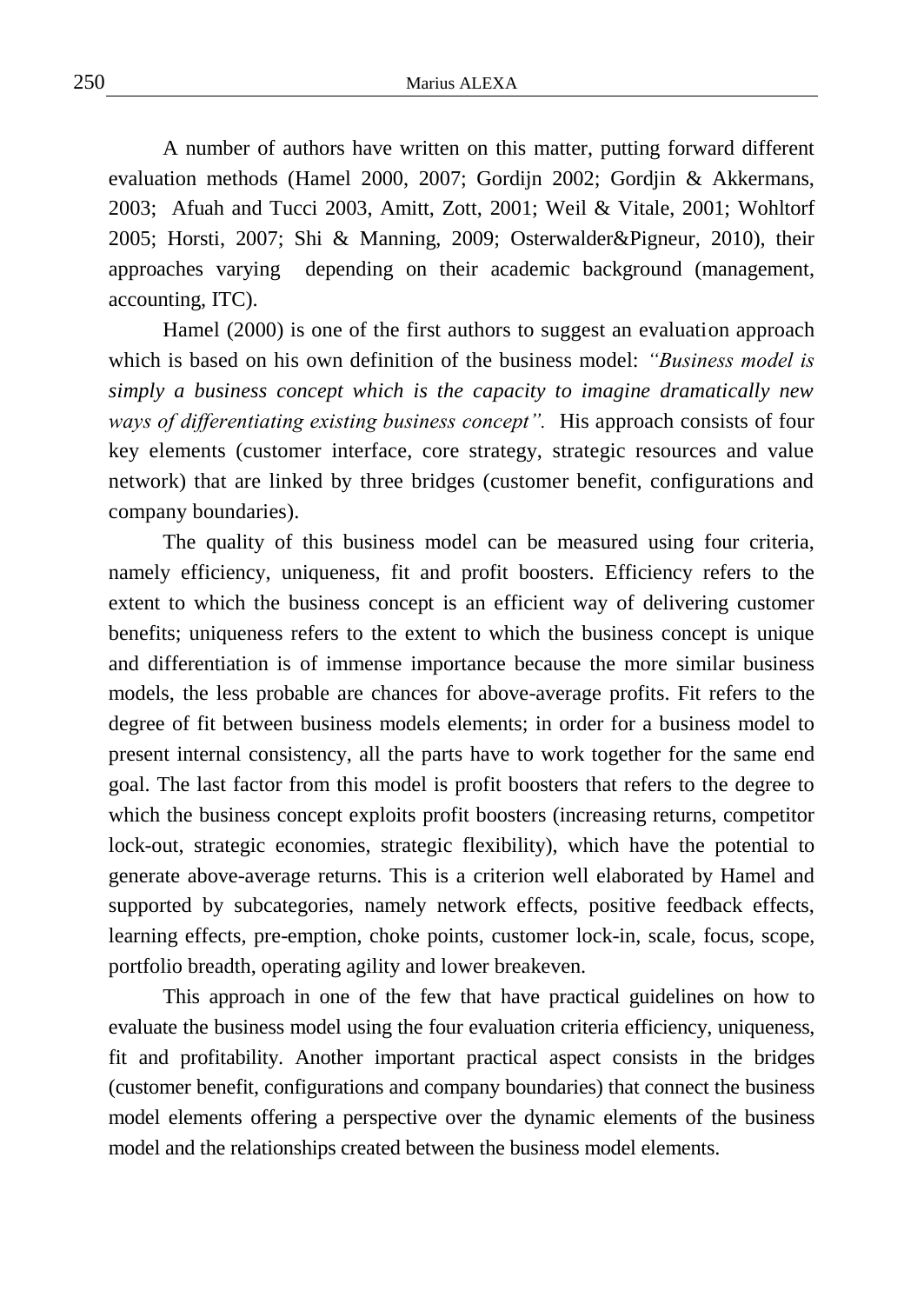A number of authors have written on this matter, putting forward different evaluation methods (Hamel 2000, 2007; Gordijn 2002; Gordjin & Akkermans, 2003; Afuah and Tucci 2003, Amitt, Zott, 2001; Weil & Vitale, 2001; Wohltorf 2005; Horsti, 2007; Shi & Manning, 2009; Osterwalder&Pigneur, 2010), their approaches varying depending on their academic background (management, accounting, ITC).

Hamel (2000) is one of the first authors to suggest an evaluation approach which is based on his own definition of the business model: *"Business model is simply a business concept which is the capacity to imagine dramatically new ways of differentiating existing business concept".* His approach consists of four key elements (customer interface, core strategy, strategic resources and value network) that are linked by three bridges (customer benefit, configurations and company boundaries).

The quality of this business model can be measured using four criteria, namely efficiency, uniqueness, fit and profit boosters. Efficiency refers to the extent to which the business concept is an efficient way of delivering customer benefits; uniqueness refers to the extent to which the business concept is unique and differentiation is of immense importance because the more similar business models, the less probable are chances for above-average profits. Fit refers to the degree of fit between business models elements; in order for a business model to present internal consistency, all the parts have to work together for the same end goal. The last factor from this model is profit boosters that refers to the degree to which the business concept exploits profit boosters (increasing returns, competitor lock-out, strategic economies, strategic flexibility), which have the potential to generate above-average returns. This is a criterion well elaborated by Hamel and supported by subcategories, namely network effects, positive feedback effects, learning effects, pre-emption, choke points, customer lock-in, scale, focus, scope, portfolio breadth, operating agility and lower breakeven.

This approach in one of the few that have practical guidelines on how to evaluate the business model using the four evaluation criteria efficiency, uniqueness, fit and profitability. Another important practical aspect consists in the bridges (customer benefit, configurations and company boundaries) that connect the business model elements offering a perspective over the dynamic elements of the business model and the relationships created between the business model elements.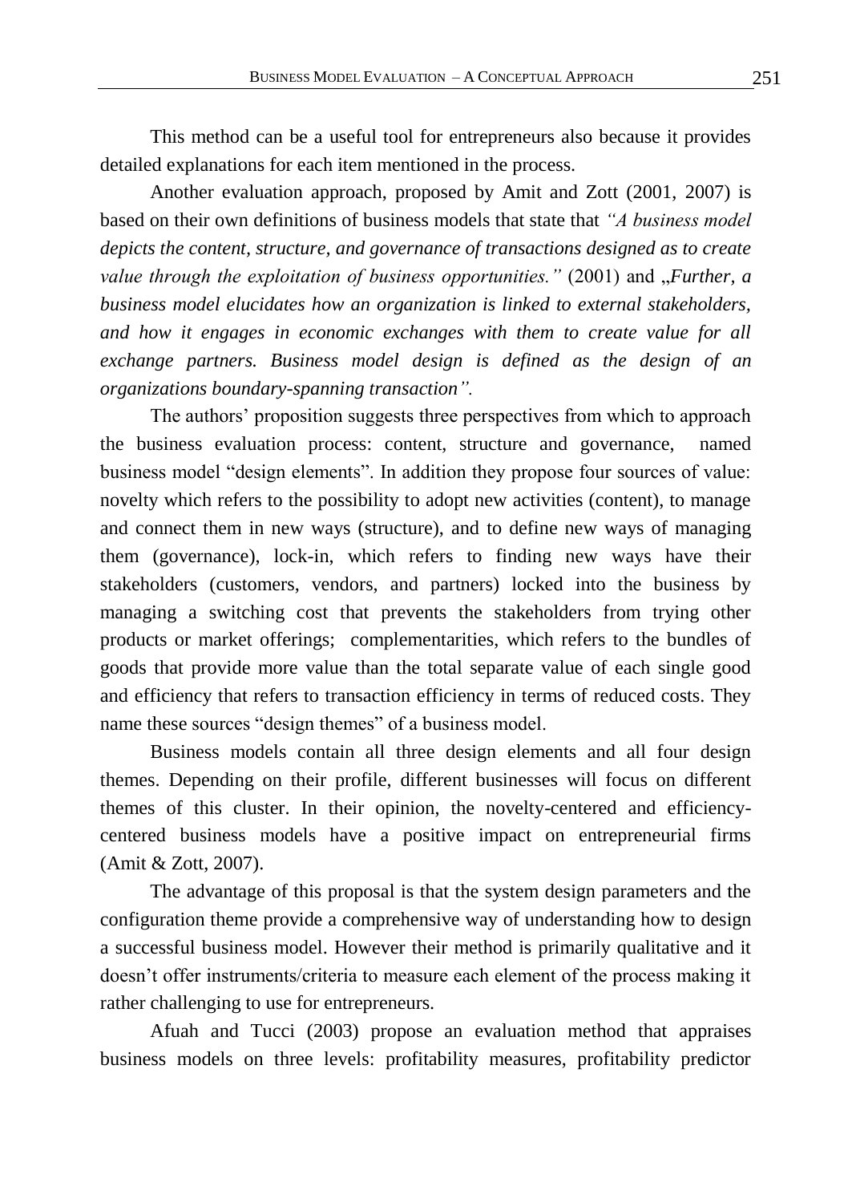This method can be a useful tool for entrepreneurs also because it provides detailed explanations for each item mentioned in the process.

Another evaluation approach, proposed by Amit and Zott (2001, 2007) is based on their own definitions of business models that state that *"A business model depicts the content, structure, and governance of transactions designed as to create value through the exploitation of business opportunities."* (2001) and *„Further, a business model elucidates how an organization is linked to external stakeholders, and how it engages in economic exchanges with them to create value for all exchange partners. Business model design is defined as the design of an organizations boundary-spanning transaction".*

The authors' proposition suggests three perspectives from which to approach the business evaluation process: content, structure and governance, named business model "design elements". In addition they propose four sources of value: novelty which refers to the possibility to adopt new activities (content), to manage and connect them in new ways (structure), and to define new ways of managing them (governance), lock-in, which refers to finding new ways have their stakeholders (customers, vendors, and partners) locked into the business by managing a switching cost that prevents the stakeholders from trying other products or market offerings; complementarities, which refers to the bundles of goods that provide more value than the total separate value of each single good and efficiency that refers to transaction efficiency in terms of reduced costs. They name these sources "design themes" of a business model.

Business models contain all three design elements and all four design themes. Depending on their profile, different businesses will focus on different themes of this cluster. In their opinion, the novelty-centered and efficiency-centered business models have a positive impact on entrepreneurial firms (Amit & Zott, 2007).

The advantage of this proposal is that the system design parameters and the configuration theme provide a comprehensive way of understanding how to design a successful business model. However their method is primarily qualitative and it doesn't offer instruments/criteria to measure each element of the process making it rather challenging to use for entrepreneurs.

Afuah and Tucci (2003) propose an evaluation method that appraises business models on three levels: profitability measures, profitability predictor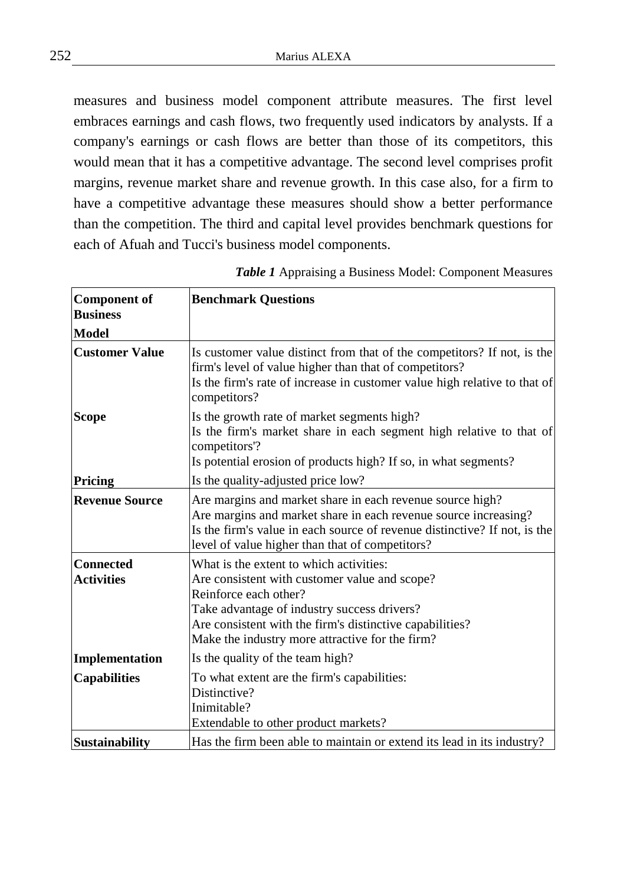measures and business model component attribute measures. The first level embraces earnings and cash flows, two frequently used indicators by analysts. If a company's earnings or cash flows are better than those of its competitors, this would mean that it has a competitive advantage. The second level comprises profit margins, revenue market share and revenue growth. In this case also, for a firm to have a competitive advantage these measures should show a better performance than the competition. The third and capital level provides benchmark questions for each of Afuah and Tucci's business model components.

***Table 1*** Appraising a Business Model: Component Measures

| **Component of Business Model** | **Benchmark Questions** |
|---|---|
| **Customer Value** | Is customer value distinct from that of the competitors? If not, is the firm's level of value higher than that of competitors?<br>Is the firm's rate of increase in customer value high relative to that of competitors? |
| **Scope** | Is the growth rate of market segments high?<br>Is the firm's market share in each segment high relative to that of competitors'?<br>Is potential erosion of products high? If so, in what segments? |
| **Pricing** | Is the quality-adjusted price low? |
| **Revenue Source** | Are margins and market share in each revenue source high?<br>Are margins and market share in each revenue source increasing?<br>Is the firm's value in each source of revenue distinctive? If not, is the level of value higher than that of competitors? |
| **Connected Activities** | What is the extent to which activities:<br>Are consistent with customer value and scope?<br>Reinforce each other?<br>Take advantage of industry success drivers?<br>Are consistent with the firm's distinctive capabilities?<br>Make the industry more attractive for the firm? |
| **Implementation** | Is the quality of the team high? |
| **Capabilities** | To what extent are the firm's capabilities:<br>Distinctive?<br>Inimitable?<br>Extendable to other product markets? |
| **Sustainability** | Has the firm been able to maintain or extend its lead in its industry? |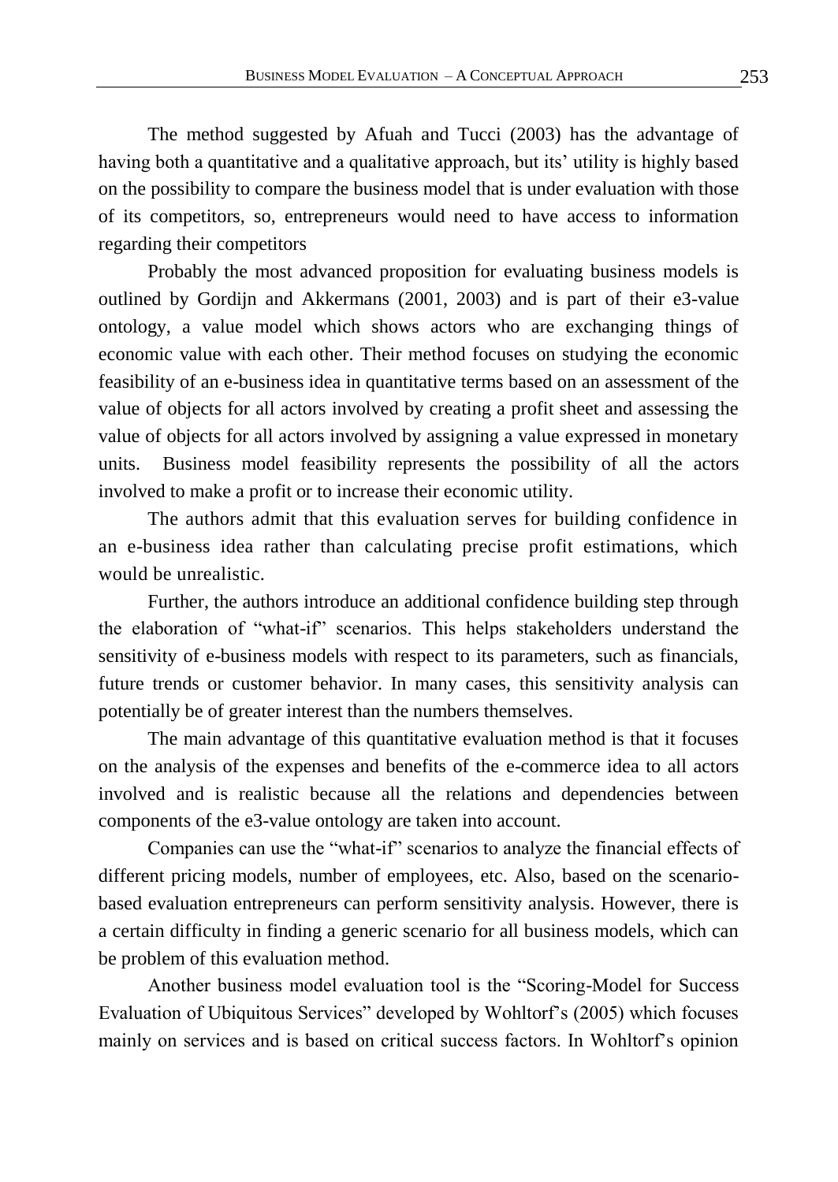The method suggested by Afuah and Tucci (2003) has the advantage of having both a quantitative and a qualitative approach, but its' utility is highly based on the possibility to compare the business model that is under evaluation with those of its competitors, so, entrepreneurs would need to have access to information regarding their competitors

Probably the most advanced proposition for evaluating business models is outlined by Gordijn and Akkermans (2001, 2003) and is part of their e3-value ontology, a value model which shows actors who are exchanging things of economic value with each other. Their method focuses on studying the economic feasibility of an e-business idea in quantitative terms based on an assessment of the value of objects for all actors involved by creating a profit sheet and assessing the value of objects for all actors involved by assigning a value expressed in monetary units. Business model feasibility represents the possibility of all the actors involved to make a profit or to increase their economic utility.

The authors admit that this evaluation serves for building confidence in an e-business idea rather than calculating precise profit estimations, which would be unrealistic.

Further, the authors introduce an additional confidence building step through the elaboration of "what-if" scenarios. This helps stakeholders understand the sensitivity of e-business models with respect to its parameters, such as financials, future trends or customer behavior. In many cases, this sensitivity analysis can potentially be of greater interest than the numbers themselves.

The main advantage of this quantitative evaluation method is that it focuses on the analysis of the expenses and benefits of the e-commerce idea to all actors involved and is realistic because all the relations and dependencies between components of the e3-value ontology are taken into account.

Companies can use the "what-if" scenarios to analyze the financial effects of different pricing models, number of employees, etc. Also, based on the scenario-based evaluation entrepreneurs can perform sensitivity analysis. However, there is a certain difficulty in finding a generic scenario for all business models, which can be problem of this evaluation method.

Another business model evaluation tool is the "Scoring-Model for Success Evaluation of Ubiquitous Services" developed by Wohltorf's (2005) which focuses mainly on services and is based on critical success factors. In Wohltorf's opinion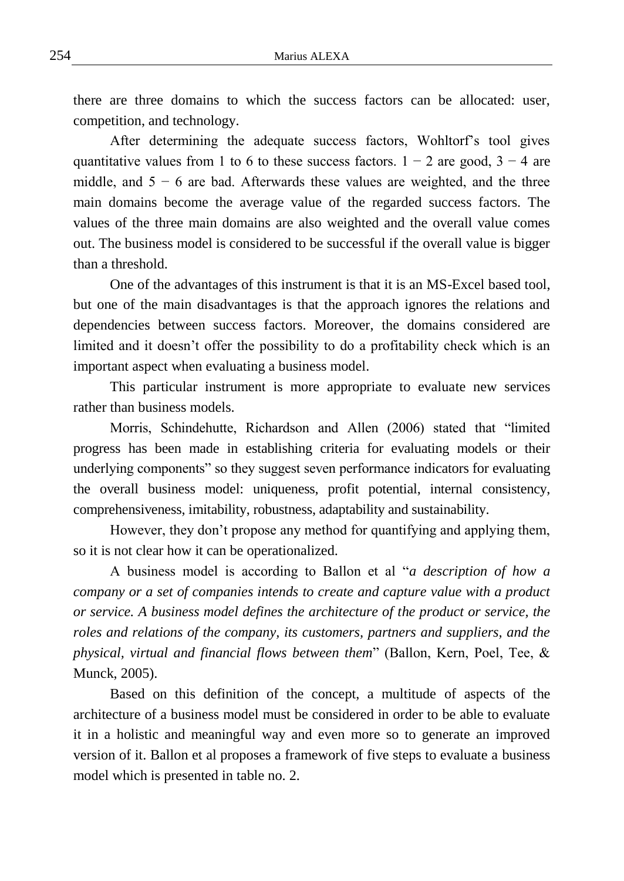there are three domains to which the success factors can be allocated: user, competition, and technology.

After determining the adequate success factors, Wohltorf's tool gives quantitative values from 1 to 6 to these success factors. $1 - 2$ are good, $3 - 4$ are middle, and $5 - 6$ are bad. Afterwards these values are weighted, and the three main domains become the average value of the regarded success factors. The values of the three main domains are also weighted and the overall value comes out. The business model is considered to be successful if the overall value is bigger than a threshold.

One of the advantages of this instrument is that it is an MS-Excel based tool, but one of the main disadvantages is that the approach ignores the relations and dependencies between success factors. Moreover, the domains considered are limited and it doesn't offer the possibility to do a profitability check which is an important aspect when evaluating a business model.

This particular instrument is more appropriate to evaluate new services rather than business models.

Morris, Schindehutte, Richardson and Allen (2006) stated that "limited progress has been made in establishing criteria for evaluating models or their underlying components" so they suggest seven performance indicators for evaluating the overall business model: uniqueness, profit potential, internal consistency, comprehensiveness, imitability, robustness, adaptability and sustainability.

However, they don't propose any method for quantifying and applying them, so it is not clear how it can be operationalized.

A business model is according to Ballon et al "*a description of how a company or a set of companies intends to create and capture value with a product or service. A business model defines the architecture of the product or service, the roles and relations of the company, its customers, partners and suppliers, and the physical, virtual and financial flows between them*" (Ballon, Kern, Poel, Tee, & Munck, 2005).

Based on this definition of the concept, a multitude of aspects of the architecture of a business model must be considered in order to be able to evaluate it in a holistic and meaningful way and even more so to generate an improved version of it. Ballon et al proposes a framework of five steps to evaluate a business model which is presented in table no. 2.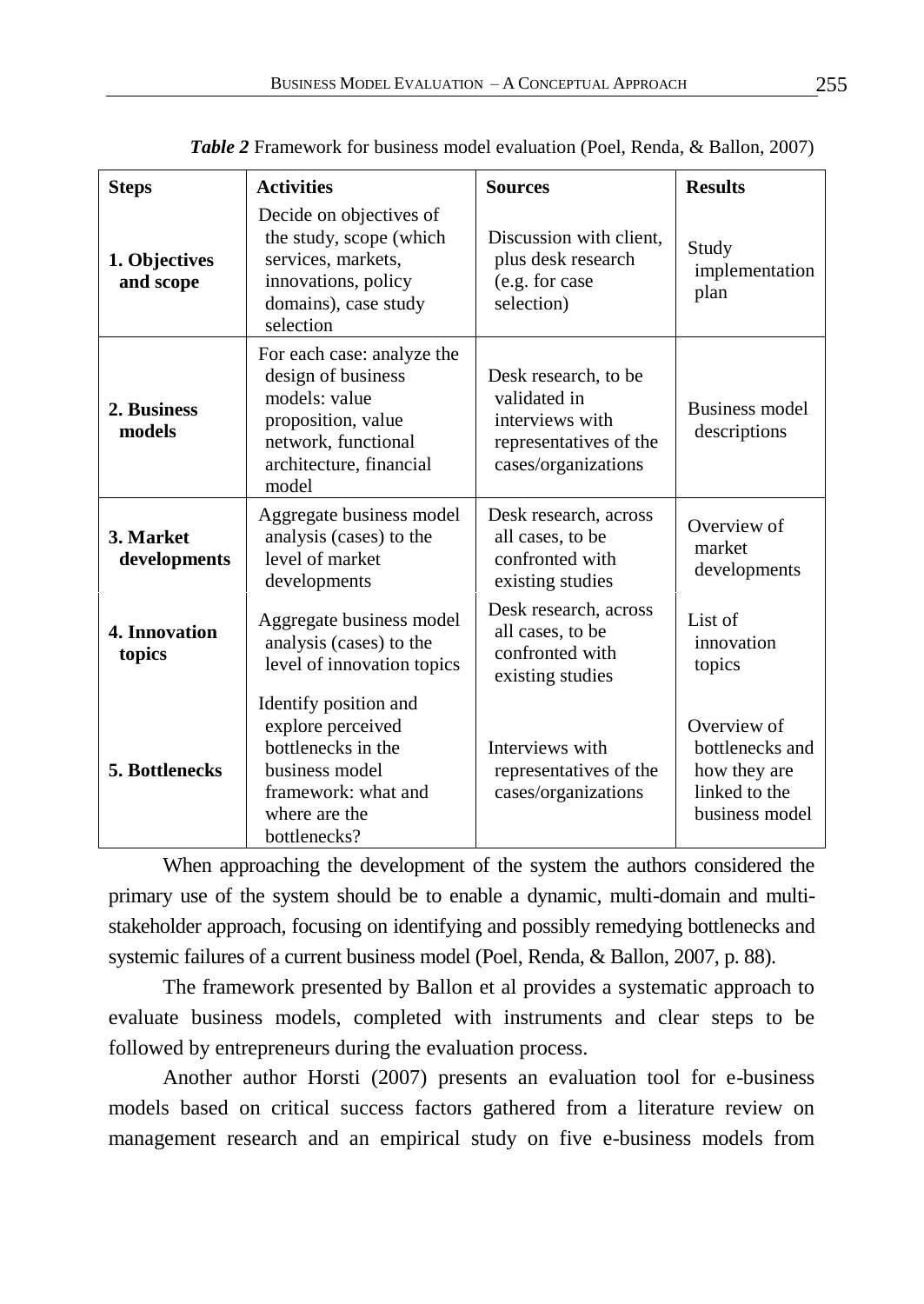***Table 2*** Framework for business model evaluation (Poel, Renda, & Ballon, 2007)

| Steps | Activities | Sources | Results |
| --- | --- | --- | --- |
| **1. Objectives and scope** | Decide on objectives of the study, scope (which services, markets, innovations, policy domains), case study selection | Discussion with client, plus desk research (e.g. for case selection) | Study implementation plan |
| **2. Business models** | For each case: analyze the design of business models: value proposition, value network, functional architecture, financial model | Desk research, to be validated in interviews with representatives of the cases/organizations | Business model descriptions |
| **3. Market developments** | Aggregate business model analysis (cases) to the level of market developments | Desk research, across all cases, to be confronted with existing studies | Overview of market developments |
| **4. Innovation topics** | Aggregate business model analysis (cases) to the level of innovation topics | Desk research, across all cases, to be confronted with existing studies | List of innovation topics |
| **5. Bottlenecks** | Identify position and explore perceived bottlenecks in the business model framework: what and where are the bottlenecks? | Interviews with representatives of the cases/organizations | Overview of bottlenecks and how they are linked to the business model |

When approaching the development of the system the authors considered the primary use of the system should be to enable a dynamic, multi-domain and multi-stakeholder approach, focusing on identifying and possibly remedying bottlenecks and systemic failures of a current business model (Poel, Renda, & Ballon, 2007, p. 88).

The framework presented by Ballon et al provides a systematic approach to evaluate business models, completed with instruments and clear steps to be followed by entrepreneurs during the evaluation process.

Another author Horsti (2007) presents an evaluation tool for e-business models based on critical success factors gathered from a literature review on management research and an empirical study on five e-business models from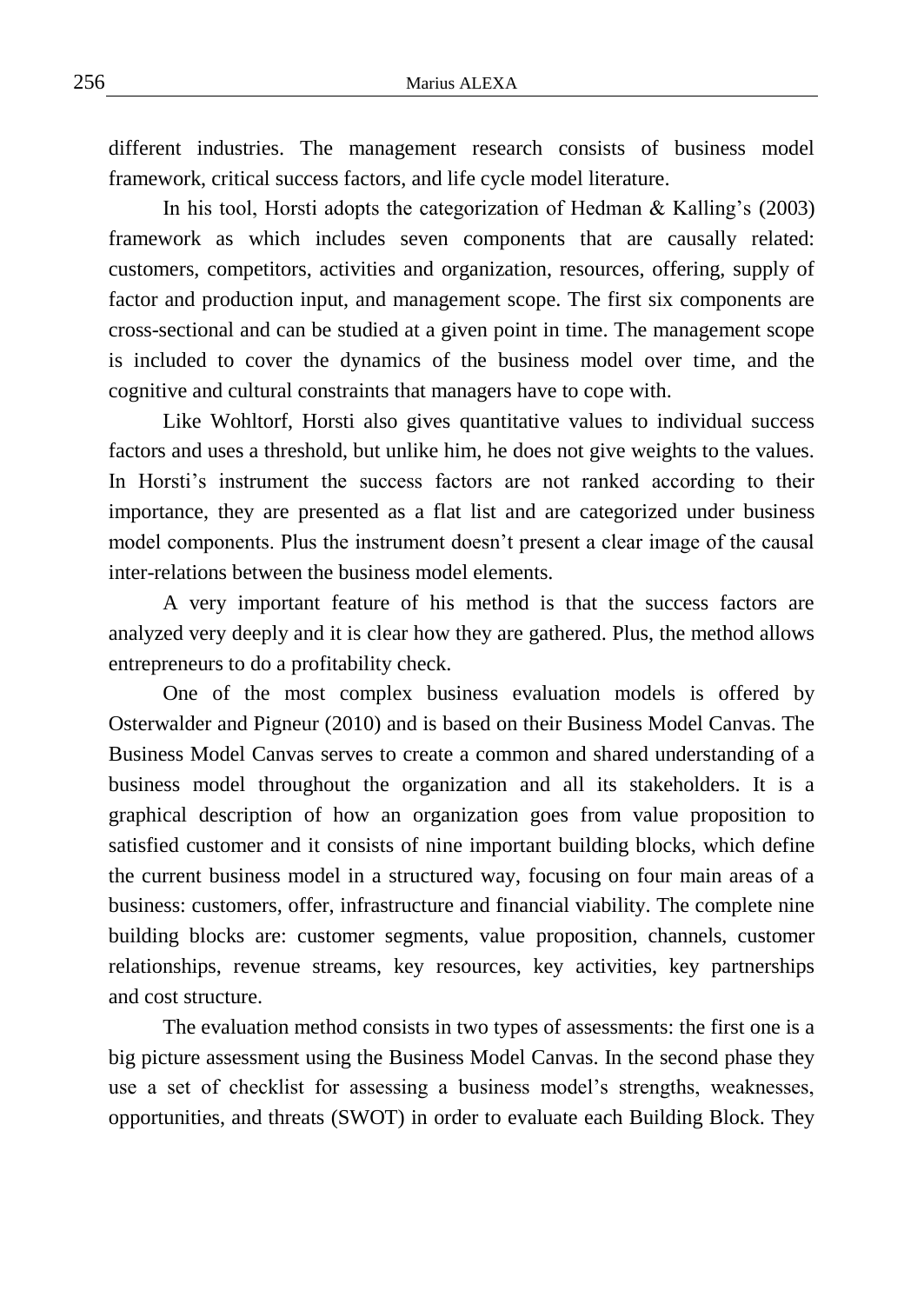different industries. The management research consists of business model framework, critical success factors, and life cycle model literature.

In his tool, Horsti adopts the categorization of Hedman & Kalling's (2003) framework as which includes seven components that are causally related: customers, competitors, activities and organization, resources, offering, supply of factor and production input, and management scope. The first six components are cross-sectional and can be studied at a given point in time. The management scope is included to cover the dynamics of the business model over time, and the cognitive and cultural constraints that managers have to cope with.

Like Wohltorf, Horsti also gives quantitative values to individual success factors and uses a threshold, but unlike him, he does not give weights to the values. In Horsti's instrument the success factors are not ranked according to their importance, they are presented as a flat list and are categorized under business model components. Plus the instrument doesn't present a clear image of the causal inter-relations between the business model elements.

A very important feature of his method is that the success factors are analyzed very deeply and it is clear how they are gathered. Plus, the method allows entrepreneurs to do a profitability check.

One of the most complex business evaluation models is offered by Osterwalder and Pigneur (2010) and is based on their Business Model Canvas. The Business Model Canvas serves to create a common and shared understanding of a business model throughout the organization and all its stakeholders. It is a graphical description of how an organization goes from value proposition to satisfied customer and it consists of nine important building blocks, which define the current business model in a structured way, focusing on four main areas of a business: customers, offer, infrastructure and financial viability. The complete nine building blocks are: customer segments, value proposition, channels, customer relationships, revenue streams, key resources, key activities, key partnerships and cost structure.

The evaluation method consists in two types of assessments: the first one is a big picture assessment using the Business Model Canvas. In the second phase they use a set of checklist for assessing a business model's strengths, weaknesses, opportunities, and threats (SWOT) in order to evaluate each Building Block. They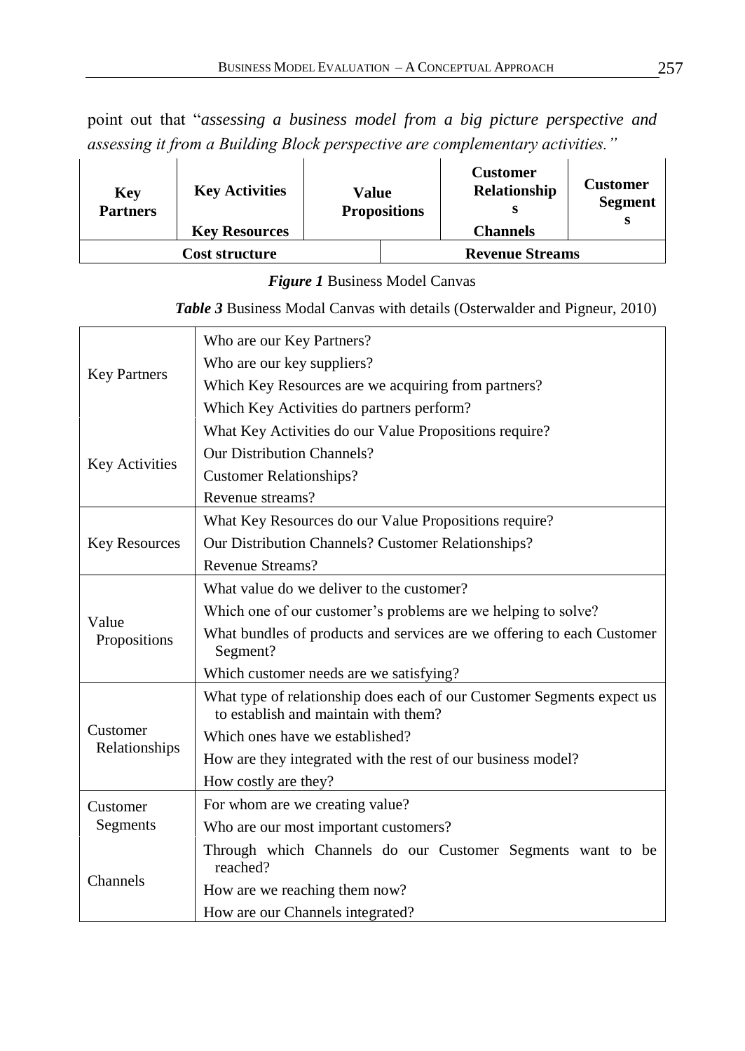point out that "*assessing a business model from a big picture perspective and assessing it from a Building Block perspective are complementary activities.*"

| | | | | |
|---|---|---|---|---|
| **Key Partners** | **Key Activities** | **Value Propositions** | **Customer Relationships** | **Customer Segments** |
| | **Key Resources** | | **Channels** | |
| **Cost structure** | | | **Revenue Streams** | |

***Figure 1*** Business Model Canvas

***Table 3*** Business Modal Canvas with details (Osterwalder and Pigneur, 2010)

| | |
|---|---|
| Key Partners | Who are our Key Partners?<br>Who are our key suppliers?<br>Which Key Resources are we acquiring from partners?<br>Which Key Activities do partners perform? |
| Key Activities | What Key Activities do our Value Propositions require?<br>Our Distribution Channels?<br>Customer Relationships?<br>Revenue streams? |
| Key Resources | What Key Resources do our Value Propositions require?<br>Our Distribution Channels? Customer Relationships?<br>Revenue Streams? |
| Value Propositions | What value do we deliver to the customer?<br>Which one of our customer's problems are we helping to solve?<br>What bundles of products and services are we offering to each Customer Segment?<br>Which customer needs are we satisfying? |
| Customer Relationships | What type of relationship does each of our Customer Segments expect us to establish and maintain with them?<br>Which ones have we established?<br>How are they integrated with the rest of our business model?<br>How costly are they? |
| Customer Segments | For whom are we creating value?<br>Who are our most important customers? |
| Channels | Through which Channels do our Customer Segments want to be reached?<br>How are we reaching them now?<br>How are our Channels integrated? |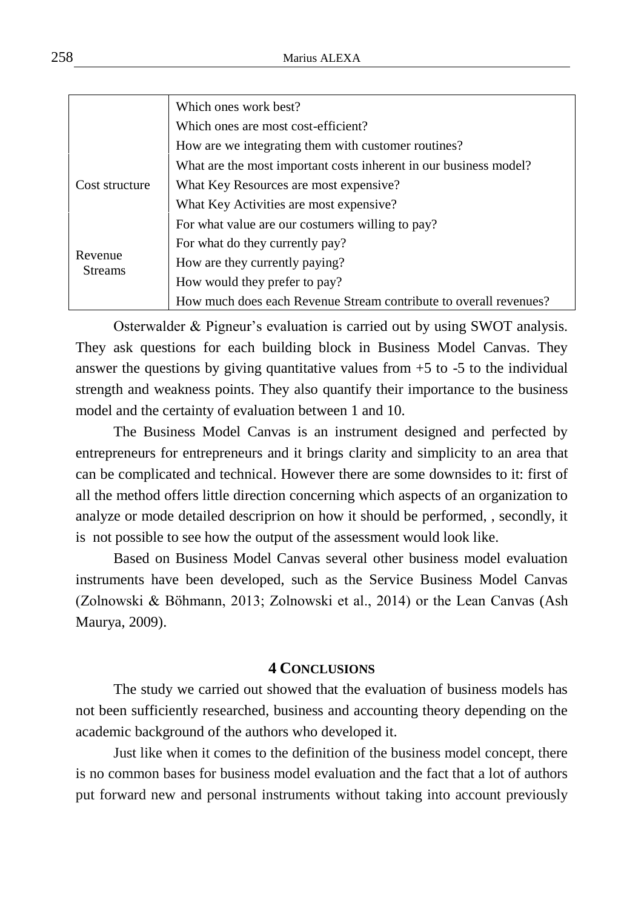| | |
|---|---|
| | Which ones work best? |
| | Which ones are most cost-efficient? |
| | How are we integrating them with customer routines? |
| Cost structure | What are the most important costs inherent in our business model? |
| | What Key Resources are most expensive? |
| | What Key Activities are most expensive? |
| Revenue Streams | For what value are our costumers willing to pay? |
| | For what do they currently pay? |
| | How are they currently paying? |
| | How would they prefer to pay? |
| | How much does each Revenue Stream contribute to overall revenues? |

Osterwalder & Pigneur's evaluation is carried out by using SWOT analysis. They ask questions for each building block in Business Model Canvas. They answer the questions by giving quantitative values from +5 to -5 to the individual strength and weakness points. They also quantify their importance to the business model and the certainty of evaluation between 1 and 10.

The Business Model Canvas is an instrument designed and perfected by entrepreneurs for entrepreneurs and it brings clarity and simplicity to an area that can be complicated and technical. However there are some downsides to it: first of all the method offers little direction concerning which aspects of an organization to analyze or mode detailed descriprion on how it should be performed, , secondly, it is not possible to see how the output of the assessment would look like.

Based on Business Model Canvas several other business model evaluation instruments have been developed, such as the Service Business Model Canvas (Zolnowski & Böhmann, 2013; Zolnowski et al., 2014) or the Lean Canvas (Ash Maurya, 2009).

## 4 Conclusions

The study we carried out showed that the evaluation of business models has not been sufficiently researched, business and accounting theory depending on the academic background of the authors who developed it.

Just like when it comes to the definition of the business model concept, there is no common bases for business model evaluation and the fact that a lot of authors put forward new and personal instruments without taking into account previously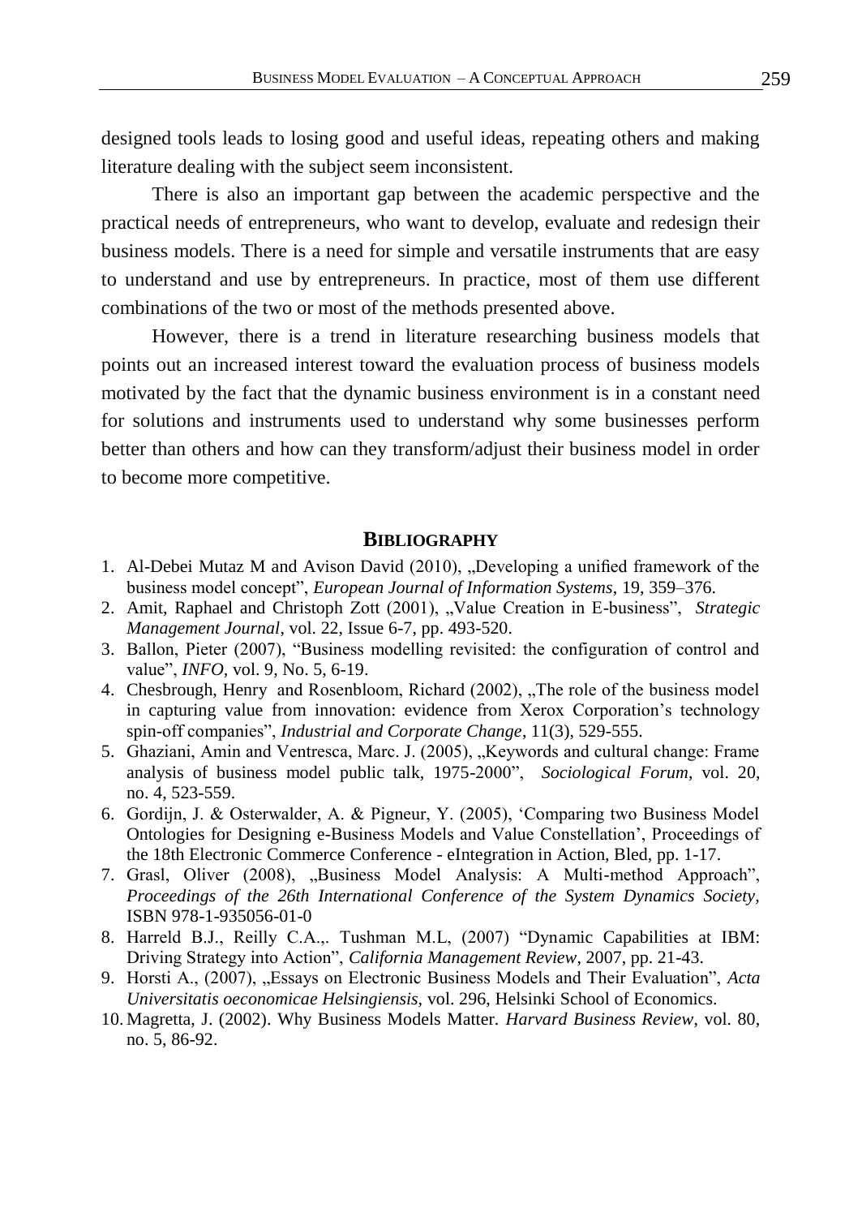designed tools leads to losing good and useful ideas, repeating others and making literature dealing with the subject seem inconsistent.

There is also an important gap between the academic perspective and the practical needs of entrepreneurs, who want to develop, evaluate and redesign their business models. There is a need for simple and versatile instruments that are easy to understand and use by entrepreneurs. In practice, most of them use different combinations of the two or most of the methods presented above.

However, there is a trend in literature researching business models that points out an increased interest toward the evaluation process of business models motivated by the fact that the dynamic business environment is in a constant need for solutions and instruments used to understand why some businesses perform better than others and how can they transform/adjust their business model in order to become more competitive.

## BIBLIOGRAPHY

1. Al-Debei Mutaz M and Avison David (2010), „Developing a unified framework of the business model concept", *European Journal of Information Systems*, 19, 359–376.
2. Amit, Raphael and Christoph Zott (2001), „Value Creation in E-business", *Strategic Management Journal*, vol. 22, Issue 6-7, pp. 493-520.
3. Ballon, Pieter (2007), "Business modelling revisited: the configuration of control and value", *INFO*, vol. 9, No. 5, 6-19.
4. Chesbrough, Henry and Rosenbloom, Richard (2002), „The role of the business model in capturing value from innovation: evidence from Xerox Corporation's technology spin-off companies", *Industrial and Corporate Change*, 11(3), 529-555.
5. Ghaziani, Amin and Ventresca, Marc. J. (2005), „Keywords and cultural change: Frame analysis of business model public talk, 1975-2000", *Sociological Forum*, vol. 20, no. 4, 523-559.
6. Gordijn, J. & Osterwalder, A. & Pigneur, Y. (2005), 'Comparing two Business Model Ontologies for Designing e-Business Models and Value Constellation', Proceedings of the 18th Electronic Commerce Conference - eIntegration in Action, Bled, pp. 1-17.
7. Grasl, Oliver (2008), „Business Model Analysis: A Multi-method Approach", *Proceedings of the 26th International Conference of the System Dynamics Society*, ISBN 978-1-935056-01-0
8. Harreld B.J., Reilly C.A.,. Tushman M.L, (2007) "Dynamic Capabilities at IBM: Driving Strategy into Action", *California Management Review*, 2007, pp. 21-43.
9. Horsti A., (2007), „Essays on Electronic Business Models and Their Evaluation", *Acta Universitatis oeconomicae Helsingiensis*, vol. 296, Helsinki School of Economics.
10. Magretta, J. (2002). Why Business Models Matter. *Harvard Business Review*, vol. 80, no. 5, 86-92.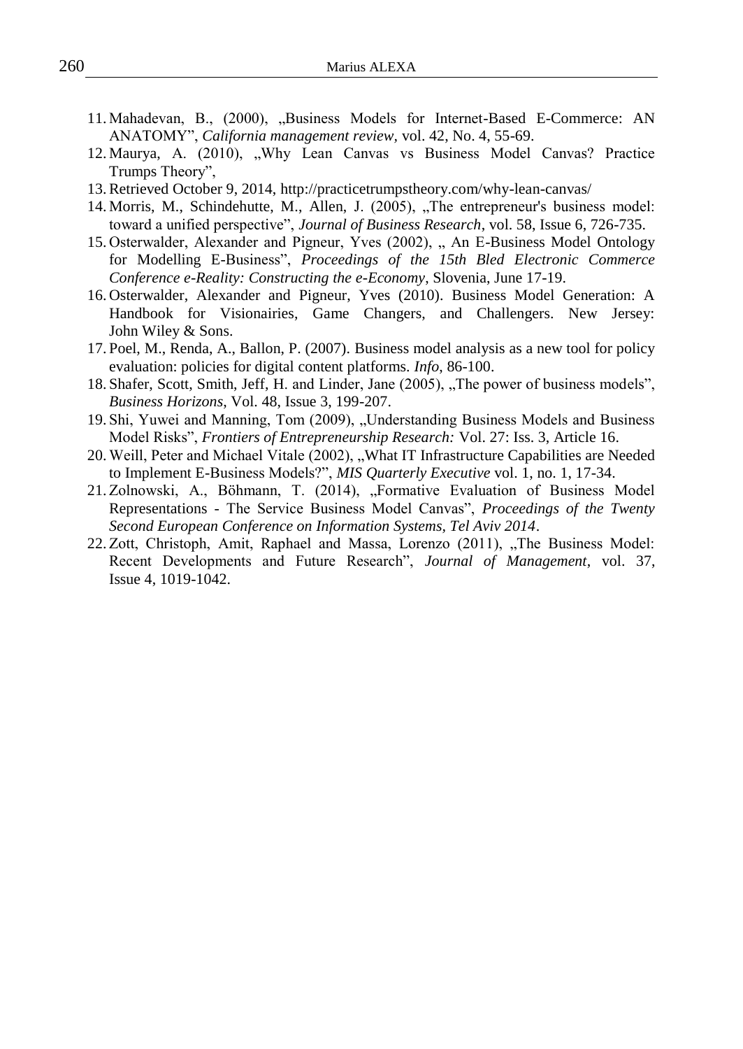11. Mahadevan, B., (2000), „Business Models for Internet-Based E-Commerce: AN ANATOMY", *California management review,* vol. 42, No. 4, 55-69.
12. Maurya, A. (2010), „Why Lean Canvas vs Business Model Canvas? Practice Trumps Theory",
13. Retrieved October 9, 2014, http://practicetrumpstheory.com/why-lean-canvas/
14. Morris, M., Schindehutte, M., Allen, J. (2005), „The entrepreneur's business model: toward a unified perspective", *Journal of Business Research*, vol. 58, Issue 6, 726-735.
15. Osterwalder, Alexander and Pigneur, Yves (2002), „ An E-Business Model Ontology for Modelling E-Business", *Proceedings of the 15th Bled Electronic Commerce Conference e-Reality: Constructing the e-Economy*, Slovenia, June 17-19.
16. Osterwalder, Alexander and Pigneur, Yves (2010). Business Model Generation: A Handbook for Visionairies, Game Changers, and Challengers. New Jersey: John Wiley & Sons.
17. Poel, M., Renda, A., Ballon, P. (2007). Business model analysis as a new tool for policy evaluation: policies for digital content platforms. *Info*, 86-100.
18. Shafer, Scott, Smith, Jeff, H. and Linder, Jane (2005), „The power of business models", *Business Horizons*, Vol. 48, Issue 3, 199-207.
19. Shi, Yuwei and Manning, Tom (2009), „Understanding Business Models and Business Model Risks", *Frontiers of Entrepreneurship Research:* Vol. 27: Iss. 3, Article 16.
20. Weill, Peter and Michael Vitale (2002), „What IT Infrastructure Capabilities are Needed to Implement E-Business Models?", *MIS Quarterly Executive* vol. 1, no. 1, 17-34.
21. Zolnowski, A., Böhmann, T. (2014), „Formative Evaluation of Business Model Representations - The Service Business Model Canvas", *Proceedings of the Twenty Second European Conference on Information Systems, Tel Aviv 2014*.
22. Zott, Christoph, Amit, Raphael and Massa, Lorenzo (2011), „The Business Model: Recent Developments and Future Research", *Journal of Management*, vol. 37, Issue 4, 1019-1042.